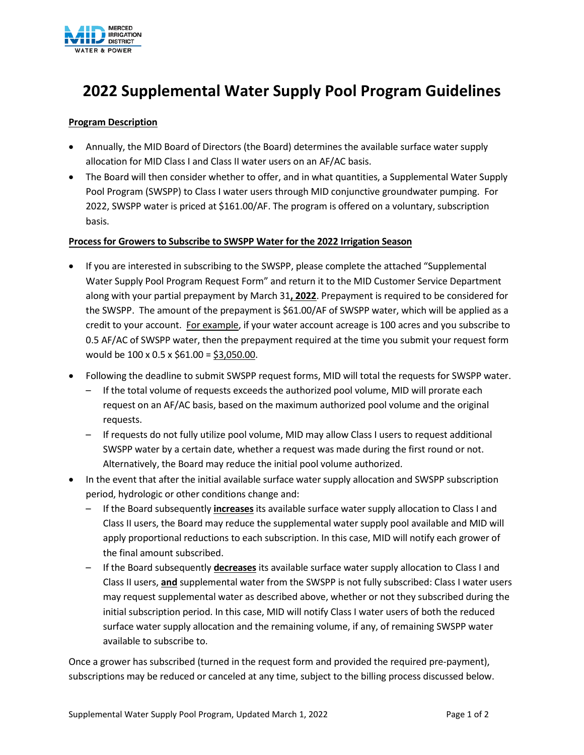# 2022 Supplemental Water Supply Pool Program Guidelines

**Program Description**

- Annually, the MID Board of Directors (the Board) determines the available surface water supply allocation for MID Class I and Class II water users on an AF/AC basis.
- The Board will then consider whether to offer, and in what quantities, a Supplemental Water Supply Pool Program (SWSPP) to Class I water users through MID conjunctive groundwater pumping. For 2022, SWSPP water is priced at $161.00/AF. The program is offered on a voluntary, subscription basis.

**Process for Growers to Subscribe to SWSPP Water for the 2022 Irrigation Season**

- If you are interested in subscribing to the SWSPP, please complete the attached "Supplemental Water Supply Pool Program Request Form" and return it to the MID Customer Service Department along with your partial prepayment by March 31**, 2022**. Prepayment is required to be considered for the SWSPP. The amount of the prepayment is $61.00/AF of SWSPP water, which will be applied as a credit to your account. For example, if your water account acreage is 100 acres and you subscribe to 0.5 AF/AC of SWSPP water, then the prepayment required at the time you submit your request form would be 100 x 0.5 x $61.00 = $3,050.00.
- Following the deadline to submit SWSPP request forms, MID will total the requests for SWSPP water.
  - If the total volume of requests exceeds the authorized pool volume, MID will prorate each request on an AF/AC basis, based on the maximum authorized pool volume and the original requests.
  - If requests do not fully utilize pool volume, MID may allow Class I users to request additional SWSPP water by a certain date, whether a request was made during the first round or not. Alternatively, the Board may reduce the initial pool volume authorized.
- In the event that after the initial available surface water supply allocation and SWSPP subscription period, hydrologic or other conditions change and:
  - If the Board subsequently **increases** its available surface water supply allocation to Class I and Class II users, the Board may reduce the supplemental water supply pool available and MID will apply proportional reductions to each subscription. In this case, MID will notify each grower of the final amount subscribed.
  - If the Board subsequently **decreases** its available surface water supply allocation to Class I and Class II users, **and** supplemental water from the SWSPP is not fully subscribed: Class I water users may request supplemental water as described above, whether or not they subscribed during the initial subscription period. In this case, MID will notify Class I water users of both the reduced surface water supply allocation and the remaining volume, if any, of remaining SWSPP water available to subscribe to.

Once a grower has subscribed (turned in the request form and provided the required pre-payment), subscriptions may be reduced or canceled at any time, subject to the billing process discussed below.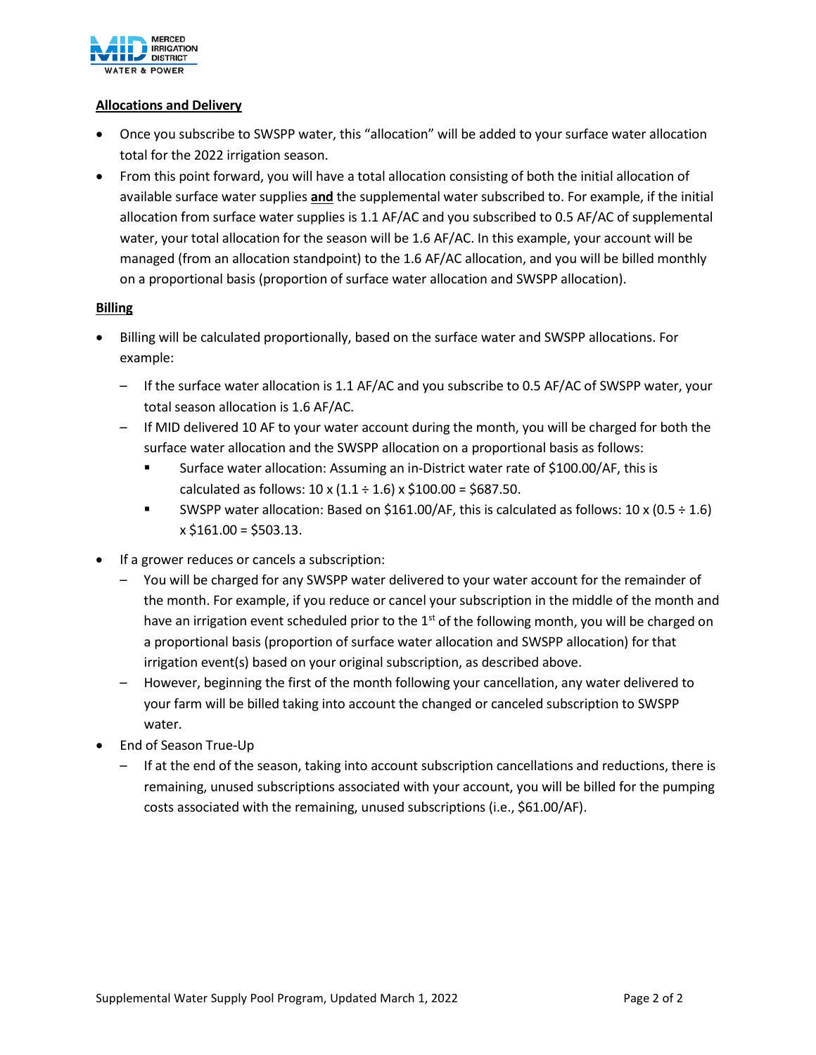**Allocations and Delivery**

- Once you subscribe to SWSPP water, this “allocation” will be added to your surface water allocation total for the 2022 irrigation season.
- From this point forward, you will have a total allocation consisting of both the initial allocation of available surface water supplies **and** the supplemental water subscribed to. For example, if the initial allocation from surface water supplies is 1.1 AF/AC and you subscribed to 0.5 AF/AC of supplemental water, your total allocation for the season will be 1.6 AF/AC. In this example, your account will be managed (from an allocation standpoint) to the 1.6 AF/AC allocation, and you will be billed monthly on a proportional basis (proportion of surface water allocation and SWSPP allocation).

**Billing**

- Billing will be calculated proportionally, based on the surface water and SWSPP allocations. For example:
  - If the surface water allocation is 1.1 AF/AC and you subscribe to 0.5 AF/AC of SWSPP water, your total season allocation is 1.6 AF/AC.
  - If MID delivered 10 AF to your water account during the month, you will be charged for both the surface water allocation and the SWSPP allocation on a proportional basis as follows:
    - Surface water allocation: Assuming an in-District water rate of $100.00/AF, this is calculated as follows: 10 x (1.1 ÷ 1.6) x $100.00 = $687.50.
    - SWSPP water allocation: Based on $161.00/AF, this is calculated as follows: 10 x (0.5 ÷ 1.6) x $161.00 = $503.13.
- If a grower reduces or cancels a subscription:
  - You will be charged for any SWSPP water delivered to your water account for the remainder of the month. For example, if you reduce or cancel your subscription in the middle of the month and have an irrigation event scheduled prior to the 1st of the following month, you will be charged on a proportional basis (proportion of surface water allocation and SWSPP allocation) for that irrigation event(s) based on your original subscription, as described above.
  - However, beginning the first of the month following your cancellation, any water delivered to your farm will be billed taking into account the changed or canceled subscription to SWSPP water.
- End of Season True-Up
  - If at the end of the season, taking into account subscription cancellations and reductions, there is remaining, unused subscriptions associated with your account, you will be billed for the pumping costs associated with the remaining, unused subscriptions (i.e., $61.00/AF).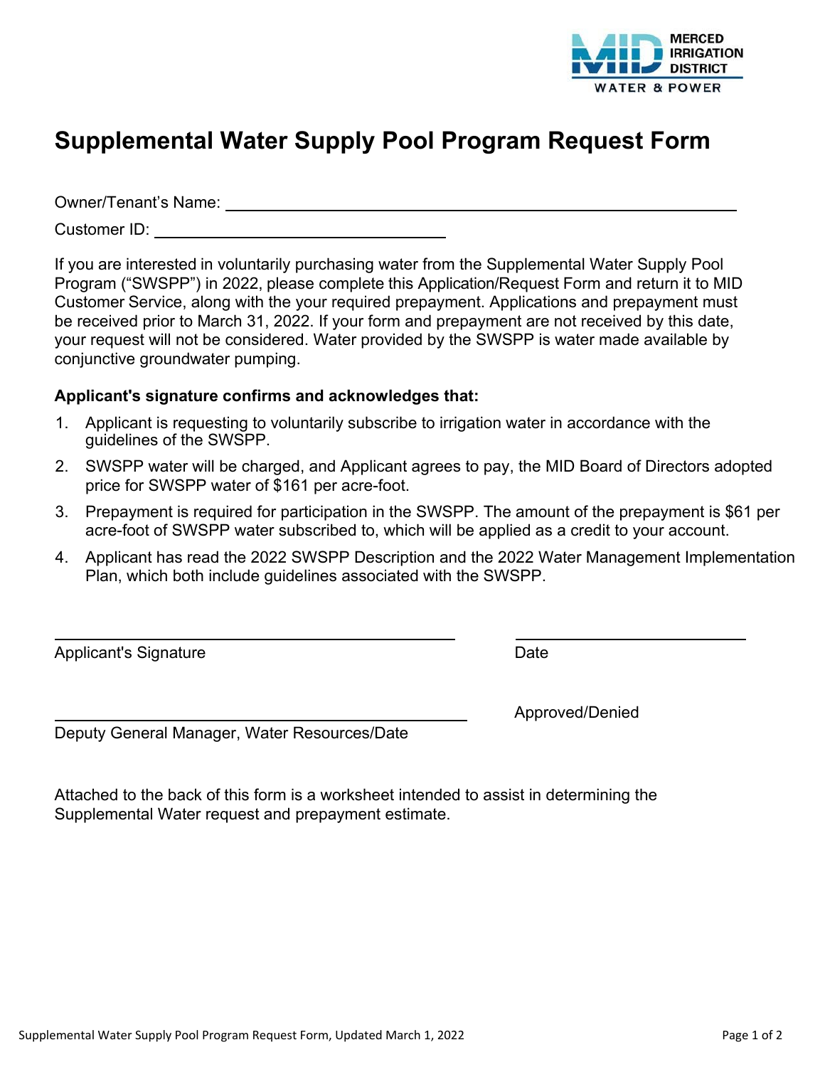# Supplemental Water Supply Pool Program Request Form

Owner/Tenant's Name: \_\_\_\_\_\_\_\_\_\_\_\_\_\_\_\_\_\_\_\_\_\_\_\_\_\_\_\_\_\_\_\_\_\_\_\_\_\_\_\_

Customer ID: \_\_\_\_\_\_\_\_\_\_\_\_\_\_\_\_\_\_\_\_\_\_\_\_

If you are interested in voluntarily purchasing water from the Supplemental Water Supply Pool Program ("SWSPP") in 2022, please complete this Application/Request Form and return it to MID Customer Service, along with the your required prepayment. Applications and prepayment must be received prior to March 31, 2022. If your form and prepayment are not received by this date, your request will not be considered. Water provided by the SWSPP is water made available by conjunctive groundwater pumping.

**Applicant's signature confirms and acknowledges that:**

1. Applicant is requesting to voluntarily subscribe to irrigation water in accordance with the guidelines of the SWSPP.
2. SWSPP water will be charged, and Applicant agrees to pay, the MID Board of Directors adopted price for SWSPP water of $161 per acre-foot.
3. Prepayment is required for participation in the SWSPP. The amount of the prepayment is $61 per acre-foot of SWSPP water subscribed to, which will be applied as a credit to your account.
4. Applicant has read the 2022 SWSPP Description and the 2022 Water Management Implementation Plan, which both include guidelines associated with the SWSPP.

\_\_\_\_\_\_\_\_\_\_\_\_\_\_\_\_\_\_\_\_\_\_\_\_\_\_\_\_\_\_\_\_ \_\_\_\_\_\_\_\_\_\_\_\_\_\_\_\_\_\_\_\_

Applicant's Signature Date

\_\_\_\_\_\_\_\_\_\_\_\_\_\_\_\_\_\_\_\_\_\_\_\_\_\_\_\_\_\_\_\_ Approved/Denied

Deputy General Manager, Water Resources/Date

Attached to the back of this form is a worksheet intended to assist in determining the Supplemental Water request and prepayment estimate.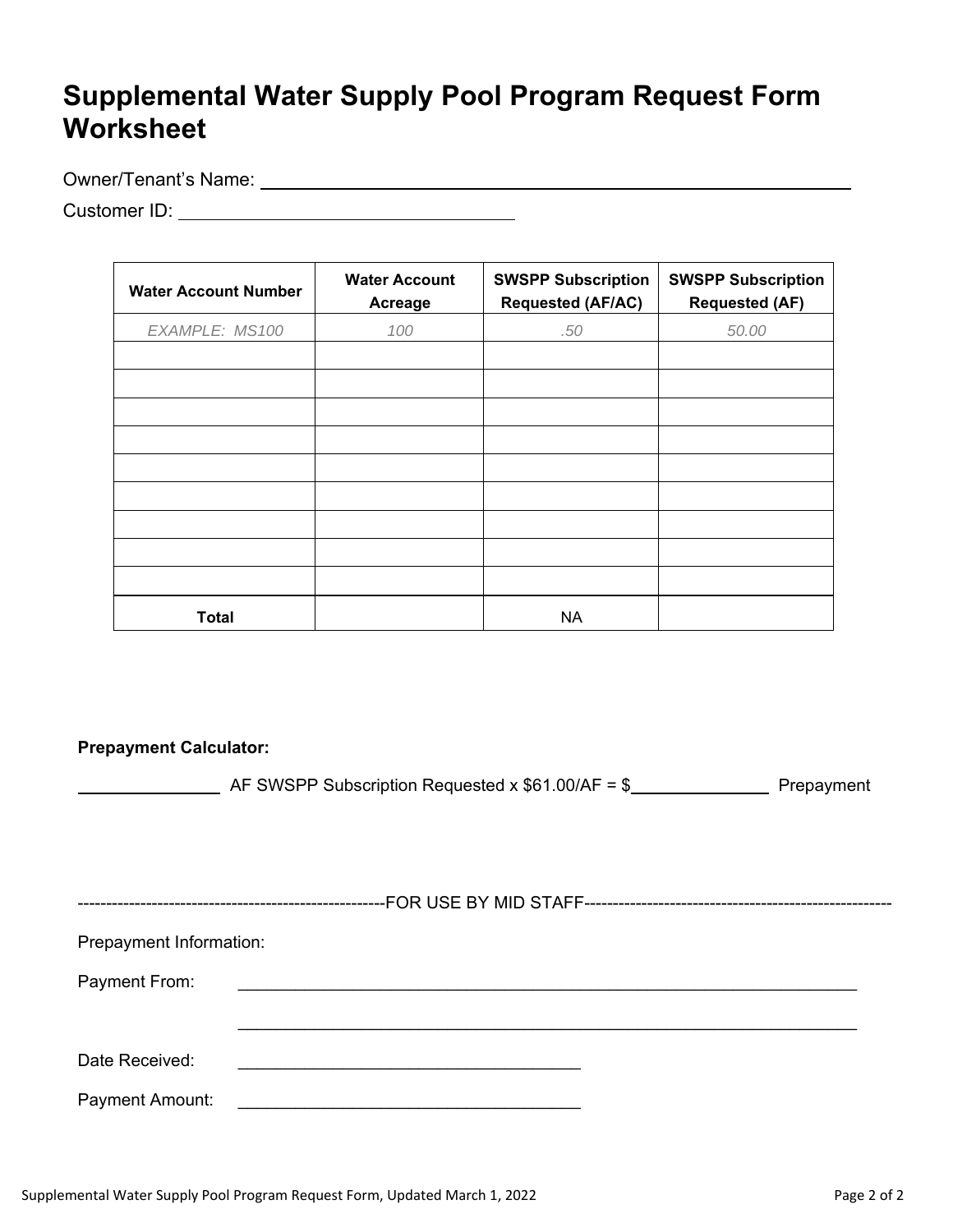# Supplemental Water Supply Pool Program Request Form Worksheet

Owner/Tenant's Name: ____________________________________________

Customer ID: ______________________________

| Water Account Number | Water Account Acreage | SWSPP Subscription Requested (AF/AC) | SWSPP Subscription Requested (AF) |
|---|---|---|---|
| *EXAMPLE: MS100* | *100* | *.50* | *50.00* |
| | | | |
| | | | |
| | | | |
| | | | |
| | | | |
| | | | |
| | | | |
| | | | |
| | | | |
| **Total** | | NA | |

**Prepayment Calculator:**

_____________ AF SWSPP Subscription Requested x $61.00/AF = $_____________ Prepayment

----------------------------------------------------FOR USE BY MID STAFF----------------------------------------------------

Prepayment Information:

Payment From: ____________________________________________

____________________________________________

Date Received: ______________________________

Payment Amount: ______________________________